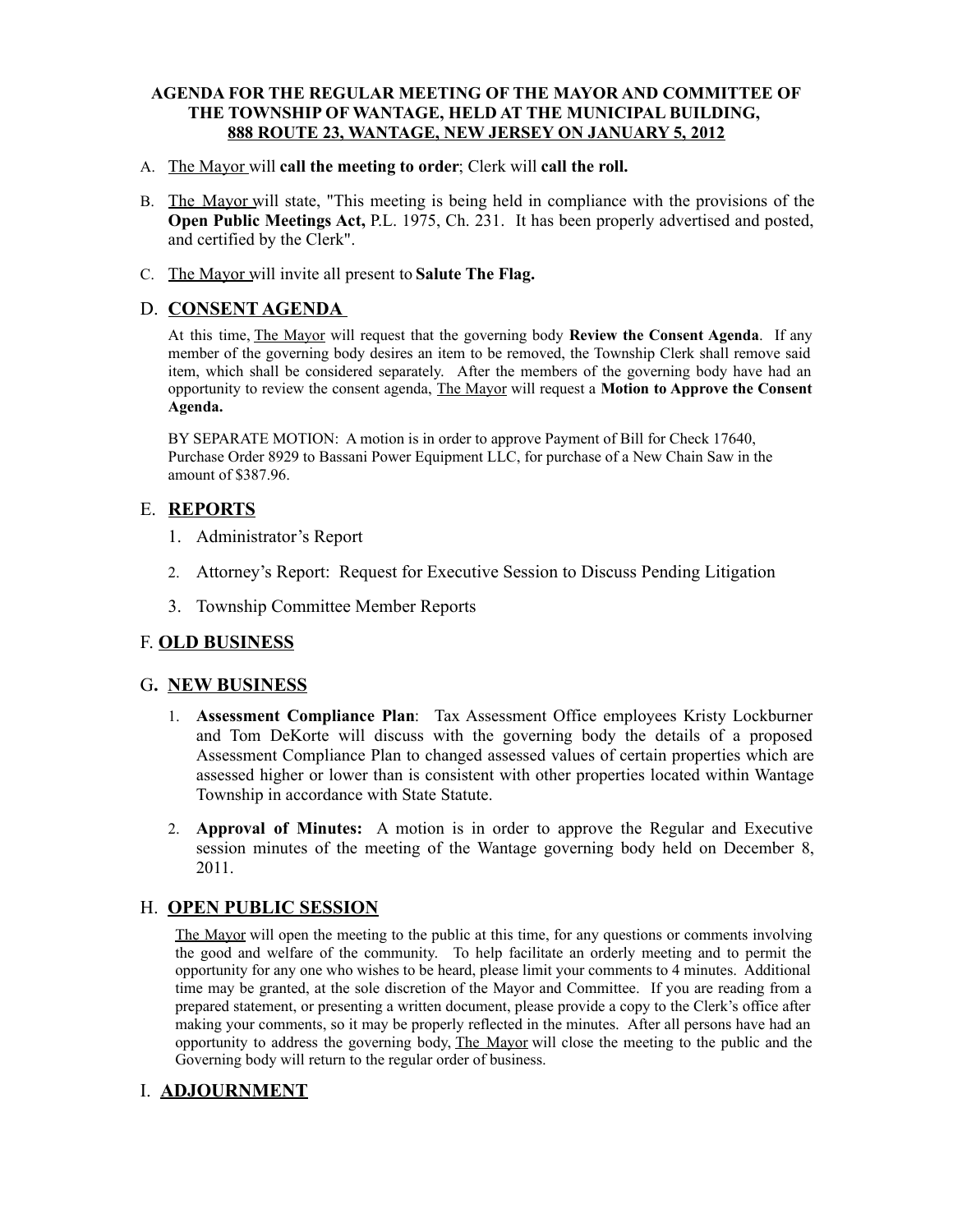**AGENDA FOR THE REGULAR MEETING OF THE MAYOR AND COMMITTEE OF THE TOWNSHIP OF WANTAGE, HELD AT THE MUNICIPAL BUILDING, 888 ROUTE 23, WANTAGE, NEW JERSEY ON JANUARY 5, 2012**

A. The Mayor will **call the meeting to order**; Clerk will **call the roll.**

B. The Mayor will state, "This meeting is being held in compliance with the provisions of the **Open Public Meetings Act,** P.L. 1975, Ch. 231. It has been properly advertised and posted, and certified by the Clerk".

C. The Mayor will invite all present to **Salute The Flag.**

## D. CONSENT AGENDA

At this time, The Mayor will request that the governing body **Review the Consent Agenda**. If any member of the governing body desires an item to be removed, the Township Clerk shall remove said item, which shall be considered separately. After the members of the governing body have had an opportunity to review the consent agenda, The Mayor will request a **Motion to Approve the Consent Agenda.**

BY SEPARATE MOTION: A motion is in order to approve Payment of Bill for Check 17640, Purchase Order 8929 to Bassani Power Equipment LLC, for purchase of a New Chain Saw in the amount of $387.96.

## E. REPORTS

1. Administrator's Report
2. Attorney's Report: Request for Executive Session to Discuss Pending Litigation
3. Township Committee Member Reports

## F. OLD BUSINESS

## G. NEW BUSINESS

1. **Assessment Compliance Plan**: Tax Assessment Office employees Kristy Lockburner and Tom DeKorte will discuss with the governing body the details of a proposed Assessment Compliance Plan to changed assessed values of certain properties which are assessed higher or lower than is consistent with other properties located within Wantage Township in accordance with State Statute.
2. **Approval of Minutes:** A motion is in order to approve the Regular and Executive session minutes of the meeting of the Wantage governing body held on December 8, 2011.

## H. OPEN PUBLIC SESSION

The Mayor will open the meeting to the public at this time, for any questions or comments involving the good and welfare of the community. To help facilitate an orderly meeting and to permit the opportunity for any one who wishes to be heard, please limit your comments to 4 minutes. Additional time may be granted, at the sole discretion of the Mayor and Committee. If you are reading from a prepared statement, or presenting a written document, please provide a copy to the Clerk's office after making your comments, so it may be properly reflected in the minutes. After all persons have had an opportunity to address the governing body, The Mayor will close the meeting to the public and the Governing body will return to the regular order of business.

## I. ADJOURNMENT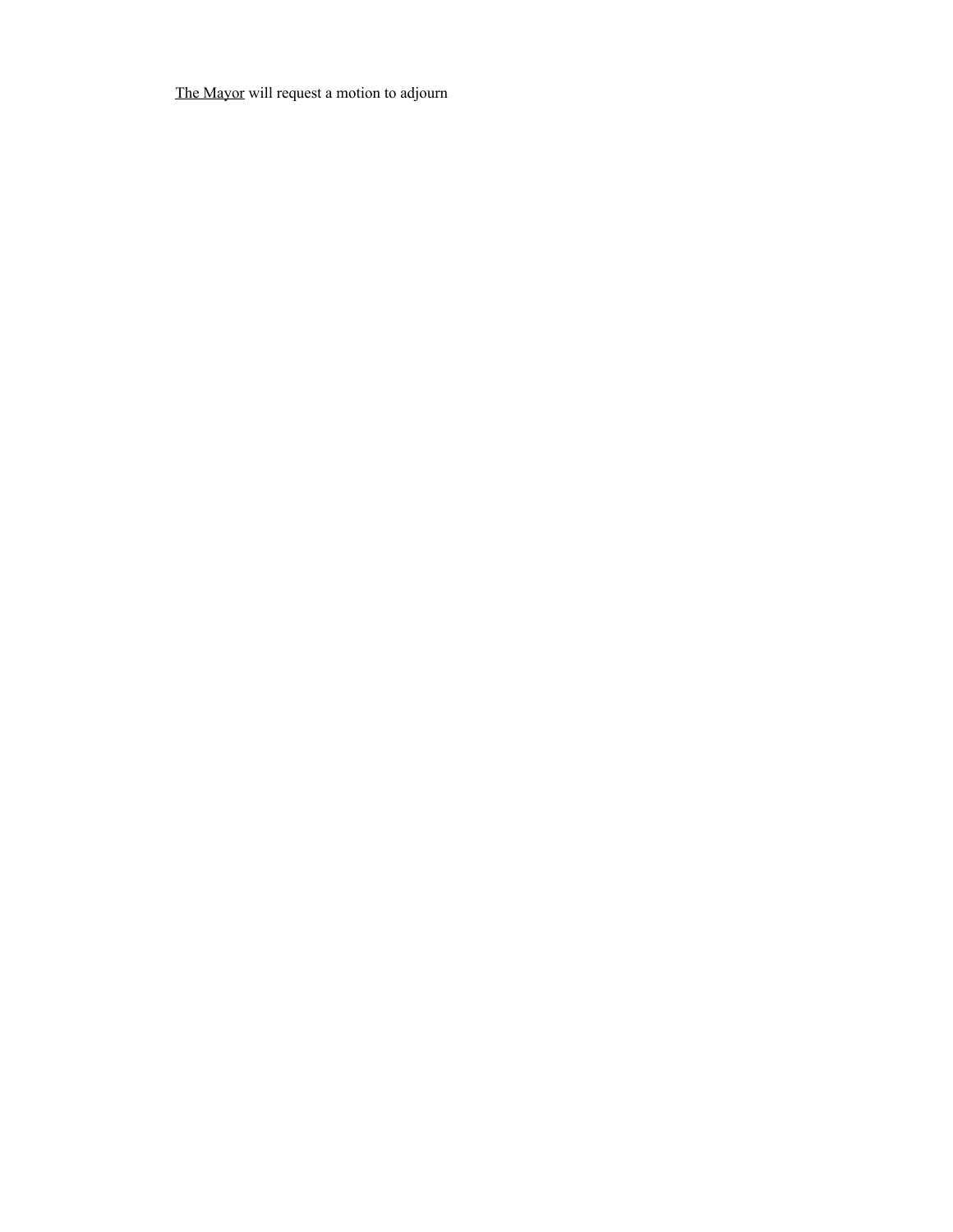<u>The Mayor</u> will request a motion to adjourn